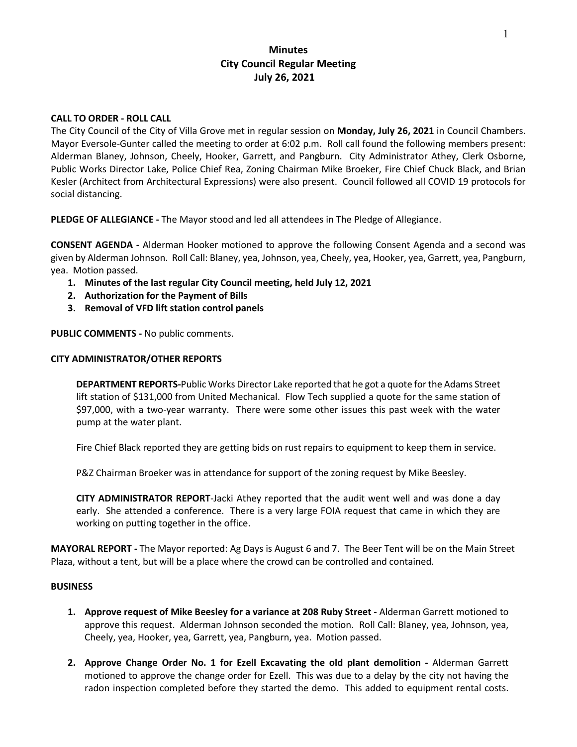# Minutes
# City Council Regular Meeting
# July 26, 2021

**CALL TO ORDER - ROLL CALL**

The City Council of the City of Villa Grove met in regular session on **Monday, July 26, 2021** in Council Chambers. Mayor Eversole-Gunter called the meeting to order at 6:02 p.m. Roll call found the following members present: Alderman Blaney, Johnson, Cheely, Hooker, Garrett, and Pangburn. City Administrator Athey, Clerk Osborne, Public Works Director Lake, Police Chief Rea, Zoning Chairman Mike Broeker, Fire Chief Chuck Black, and Brian Kesler (Architect from Architectural Expressions) were also present. Council followed all COVID 19 protocols for social distancing.

**PLEDGE OF ALLEGIANCE -** The Mayor stood and led all attendees in The Pledge of Allegiance.

**CONSENT AGENDA -** Alderman Hooker motioned to approve the following Consent Agenda and a second was given by Alderman Johnson. Roll Call: Blaney, yea, Johnson, yea, Cheely, yea, Hooker, yea, Garrett, yea, Pangburn, yea. Motion passed.

1. **Minutes of the last regular City Council meeting, held July 12, 2021**
2. **Authorization for the Payment of Bills**
3. **Removal of VFD lift station control panels**

**PUBLIC COMMENTS -** No public comments.

**CITY ADMINISTRATOR/OTHER REPORTS**

**DEPARTMENT REPORTS-**Public Works Director Lake reported that he got a quote for the Adams Street lift station of $131,000 from United Mechanical. Flow Tech supplied a quote for the same station of $97,000, with a two-year warranty. There were some other issues this past week with the water pump at the water plant.

Fire Chief Black reported they are getting bids on rust repairs to equipment to keep them in service.

P&Z Chairman Broeker was in attendance for support of the zoning request by Mike Beesley.

**CITY ADMINISTRATOR REPORT**-Jacki Athey reported that the audit went well and was done a day early. She attended a conference. There is a very large FOIA request that came in which they are working on putting together in the office.

**MAYORAL REPORT -** The Mayor reported: Ag Days is August 6 and 7. The Beer Tent will be on the Main Street Plaza, without a tent, but will be a place where the crowd can be controlled and contained.

**BUSINESS**

1. **Approve request of Mike Beesley for a variance at 208 Ruby Street -** Alderman Garrett motioned to approve this request. Alderman Johnson seconded the motion. Roll Call: Blaney, yea, Johnson, yea, Cheely, yea, Hooker, yea, Garrett, yea, Pangburn, yea. Motion passed.

2. **Approve Change Order No. 1 for Ezell Excavating the old plant demolition -** Alderman Garrett motioned to approve the change order for Ezell. This was due to a delay by the city not having the radon inspection completed before they started the demo. This added to equipment rental costs.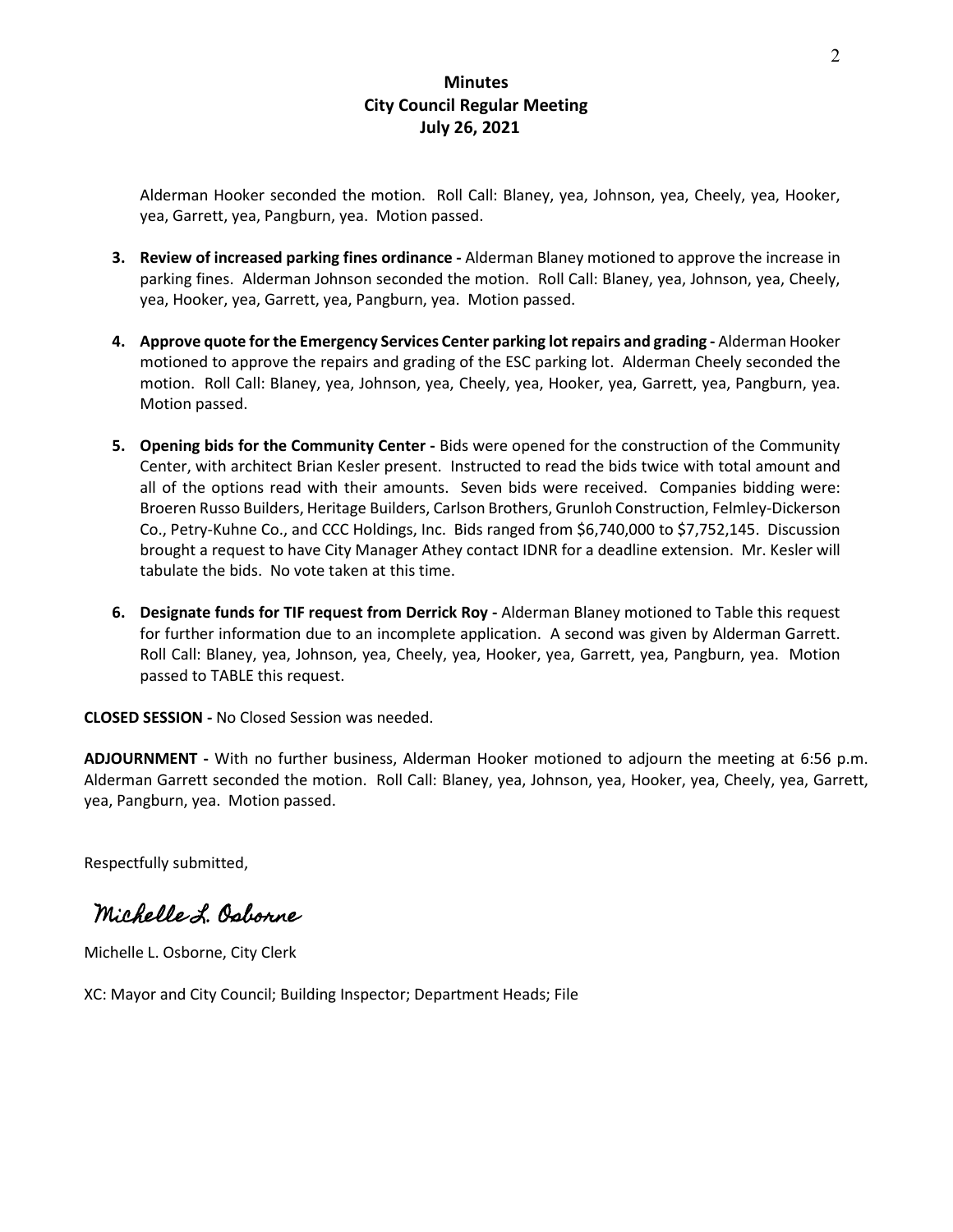Alderman Hooker seconded the motion. Roll Call: Blaney, yea, Johnson, yea, Cheely, yea, Hooker, yea, Garrett, yea, Pangburn, yea. Motion passed.

3. **Review of increased parking fines ordinance -** Alderman Blaney motioned to approve the increase in parking fines. Alderman Johnson seconded the motion. Roll Call: Blaney, yea, Johnson, yea, Cheely, yea, Hooker, yea, Garrett, yea, Pangburn, yea. Motion passed.

4. **Approve quote for the Emergency Services Center parking lot repairs and grading -** Alderman Hooker motioned to approve the repairs and grading of the ESC parking lot. Alderman Cheely seconded the motion. Roll Call: Blaney, yea, Johnson, yea, Cheely, yea, Hooker, yea, Garrett, yea, Pangburn, yea. Motion passed.

5. **Opening bids for the Community Center -** Bids were opened for the construction of the Community Center, with architect Brian Kesler present. Instructed to read the bids twice with total amount and all of the options read with their amounts. Seven bids were received. Companies bidding were: Broeren Russo Builders, Heritage Builders, Carlson Brothers, Grunloh Construction, Felmley-Dickerson Co., Petry-Kuhne Co., and CCC Holdings, Inc. Bids ranged from $6,740,000 to $7,752,145. Discussion brought a request to have City Manager Athey contact IDNR for a deadline extension. Mr. Kesler will tabulate the bids. No vote taken at this time.

6. **Designate funds for TIF request from Derrick Roy -** Alderman Blaney motioned to Table this request for further information due to an incomplete application. A second was given by Alderman Garrett. Roll Call: Blaney, yea, Johnson, yea, Cheely, yea, Hooker, yea, Garrett, yea, Pangburn, yea. Motion passed to TABLE this request.

**CLOSED SESSION -** No Closed Session was needed.

**ADJOURNMENT -** With no further business, Alderman Hooker motioned to adjourn the meeting at 6:56 p.m. Alderman Garrett seconded the motion. Roll Call: Blaney, yea, Johnson, yea, Hooker, yea, Cheely, yea, Garrett, yea, Pangburn, yea. Motion passed.

Respectfully submitted,

*Michelle L. Osborne*

Michelle L. Osborne, City Clerk

XC: Mayor and City Council; Building Inspector; Department Heads; File